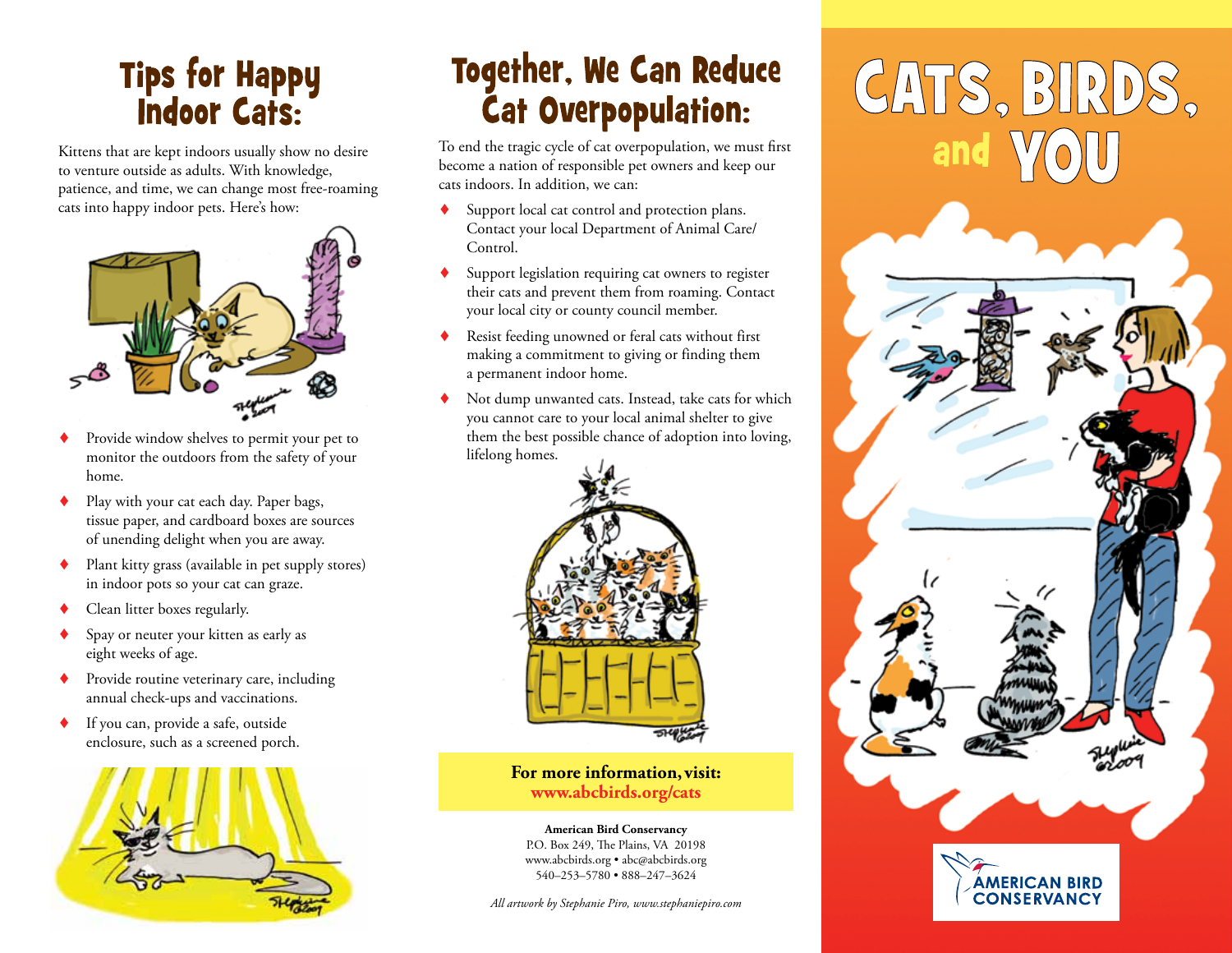# Tips for Happy Indoor Cats:

Kittens that are kept indoors usually show no desire to venture outside as adults. With knowledge, patience, and time, we can change most free-roaming cats into happy indoor pets. Here's how:

- Provide window shelves to permit your pet to monitor the outdoors from the safety of your home.
- Play with your cat each day. Paper bags, tissue paper, and cardboard boxes are sources of unending delight when you are away.
- Plant kitty grass (available in pet supply stores) in indoor pots so your cat can graze.
- Clean litter boxes regularly.
- Spay or neuter your kitten as early as eight weeks of age.
- Provide routine veterinary care, including annual check-ups and vaccinations.
- If you can, provide a safe, outside enclosure, such as a screened porch.

# Together, We Can Reduce Cat Overpopulation:

To end the tragic cycle of cat overpopulation, we must first become a nation of responsible pet owners and keep our cats indoors. In addition, we can:

- Support local cat control and protection plans. Contact your local Department of Animal Care/Control.
- Support legislation requiring cat owners to register their cats and prevent them from roaming. Contact your local city or county council member.
- Resist feeding unowned or feral cats without first making a commitment to giving or finding them a permanent indoor home.
- Not dump unwanted cats. Instead, take cats for which you cannot care to your local animal shelter to give them the best possible chance of adoption into loving, lifelong homes.

**For more information, visit:**
**www.abcbirds.org/cats**

**American Bird Conservancy**
P.O. Box 249, The Plains, VA 20198
www.abcbirds.org • abc@abcbirds.org
540–253–5780 • 888–247–3624

*All artwork by Stephanie Piro, www.stephaniepiro.com*

# CATS, BIRDS, and YOU

AMERICAN BIRD CONSERVANCY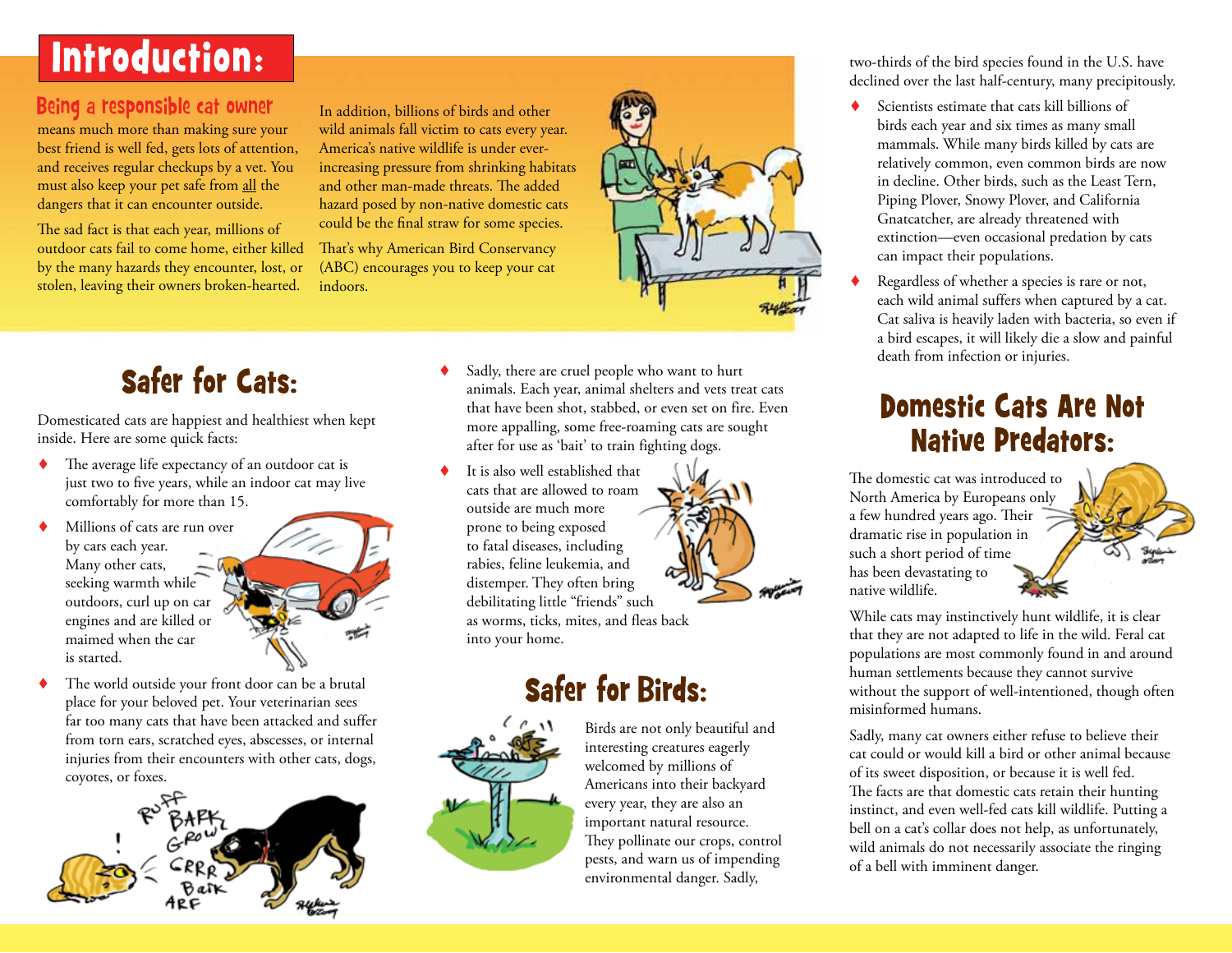# Introduction:

**Being a responsible cat owner** means much more than making sure your best friend is well fed, gets lots of attention, and receives regular checkups by a vet. You must also keep your pet safe from all the dangers that it can encounter outside.

The sad fact is that each year, millions of outdoor cats fail to come home, either killed by the many hazards they encounter, lost, or stolen, leaving their owners broken-hearted.

In addition, billions of birds and other wild animals fall victim to cats every year. America's native wildlife is under ever-increasing pressure from shrinking habitats and other man-made threats. The added hazard posed by non-native domestic cats could be the final straw for some species.

That's why American Bird Conservancy (ABC) encourages you to keep your cat indoors.

## Safer for Cats:

Domesticated cats are happiest and healthiest when kept inside. Here are some quick facts:

- The average life expectancy of an outdoor cat is just two to five years, while an indoor cat may live comfortably for more than 15.
- Millions of cats are run over by cars each year. Many other cats, seeking warmth while outdoors, curl up on car engines and are killed or maimed when the car is started.
- The world outside your front door can be a brutal place for your beloved pet. Your veterinarian sees far too many cats that have been attacked and suffer from torn ears, scratched eyes, abscesses, or internal injuries from their encounters with other cats, dogs, coyotes, or foxes.
- Sadly, there are cruel people who want to hurt animals. Each year, animal shelters and vets treat cats that have been shot, stabbed, or even set on fire. Even more appalling, some free-roaming cats are sought after for use as 'bait' to train fighting dogs.
- It is also well established that cats that are allowed to roam outside are much more prone to being exposed to fatal diseases, including rabies, feline leukemia, and distemper. They often bring debilitating little "friends" such as worms, ticks, mites, and fleas back into your home.

## Safer for Birds:

Birds are not only beautiful and interesting creatures eagerly welcomed by millions of Americans into their backyard every year, they are also an important natural resource. They pollinate our crops, control pests, and warn us of impending environmental danger. Sadly, two-thirds of the bird species found in the U.S. have declined over the last half-century, many precipitously.

- Scientists estimate that cats kill billions of birds each year and six times as many small mammals. While many birds killed by cats are relatively common, even common birds are now in decline. Other birds, such as the Least Tern, Piping Plover, Snowy Plover, and California Gnatcatcher, are already threatened with extinction—even occasional predation by cats can impact their populations.
- Regardless of whether a species is rare or not, each wild animal suffers when captured by a cat. Cat saliva is heavily laden with bacteria, so even if a bird escapes, it will likely die a slow and painful death from infection or injuries.

## Domestic Cats Are Not Native Predators:

The domestic cat was introduced to North America by Europeans only a few hundred years ago. Their dramatic rise in population in such a short period of time has been devastating to native wildlife.

While cats may instinctively hunt wildlife, it is clear that they are not adapted to life in the wild. Feral cat populations are most commonly found in and around human settlements because they cannot survive without the support of well-intentioned, though often misinformed humans.

Sadly, many cat owners either refuse to believe their cat could or would kill a bird or other animal because of its sweet disposition, or because it is well fed. The facts are that domestic cats retain their hunting instinct, and even well-fed cats kill wildlife. Putting a bell on a cat's collar does not help, as unfortunately, wild animals do not necessarily associate the ringing of a bell with imminent danger.